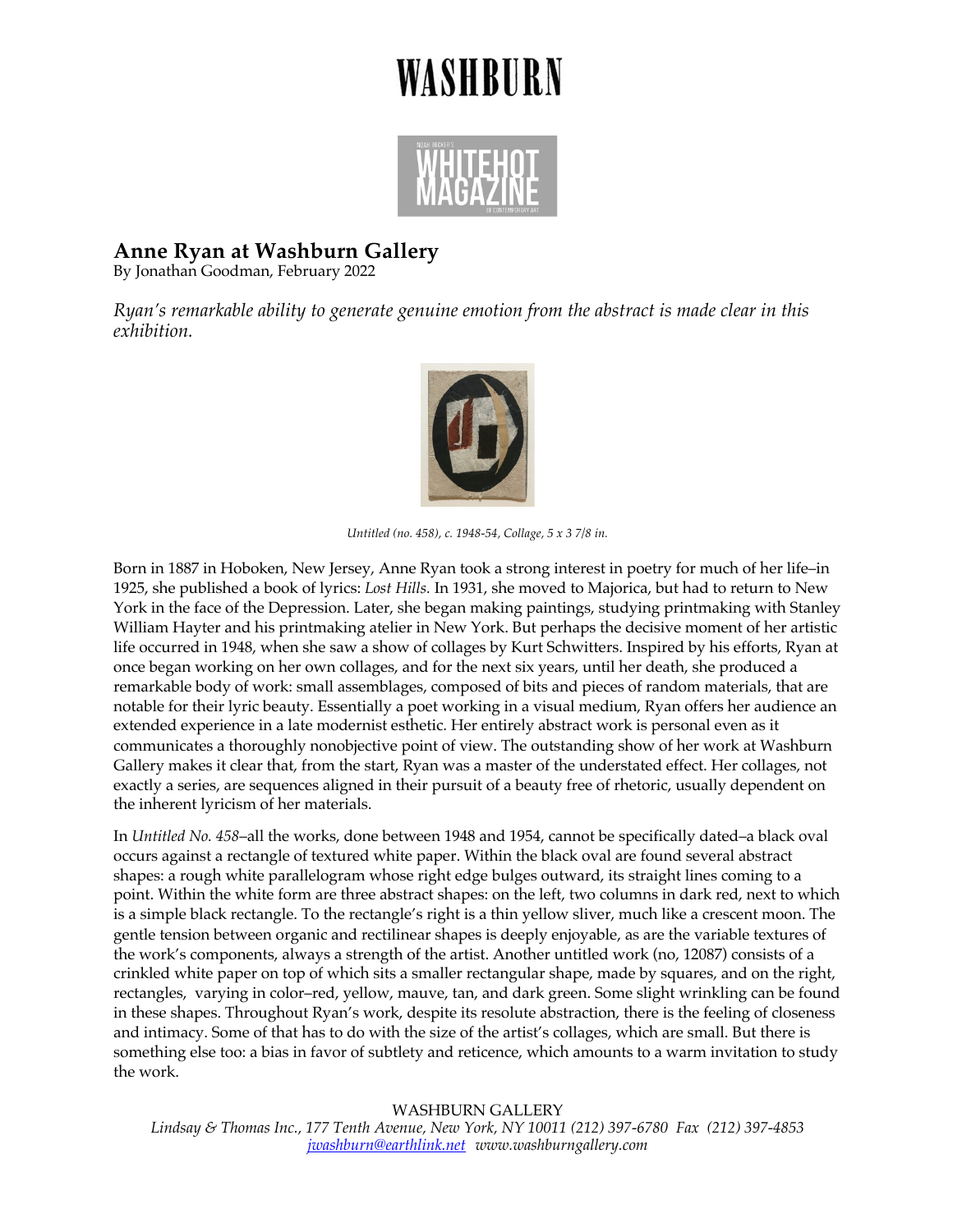# WASHBURN

# Anne Ryan at Washburn Gallery

By Jonathan Goodman, February 2022

*Ryan's remarkable ability to generate genuine emotion from the abstract is made clear in this exhibition.*

*Untitled (no. 458), c. 1948-54, Collage, 5 x 3 7/8 in.*

Born in 1887 in Hoboken, New Jersey, Anne Ryan took a strong interest in poetry for much of her life–in 1925, she published a book of lyrics: *Lost Hills.* In 1931, she moved to Majorica, but had to return to New York in the face of the Depression. Later, she began making paintings, studying printmaking with Stanley William Hayter and his printmaking atelier in New York. But perhaps the decisive moment of her artistic life occurred in 1948, when she saw a show of collages by Kurt Schwitters. Inspired by his efforts, Ryan at once began working on her own collages, and for the next six years, until her death, she produced a remarkable body of work: small assemblages, composed of bits and pieces of random materials, that are notable for their lyric beauty. Essentially a poet working in a visual medium, Ryan offers her audience an extended experience in a late modernist esthetic. Her entirely abstract work is personal even as it communicates a thoroughly nonobjective point of view. The outstanding show of her work at Washburn Gallery makes it clear that, from the start, Ryan was a master of the understated effect. Her collages, not exactly a series, are sequences aligned in their pursuit of a beauty free of rhetoric, usually dependent on the inherent lyricism of her materials.

In *Untitled No. 458*–all the works, done between 1948 and 1954, cannot be specifically dated–a black oval occurs against a rectangle of textured white paper. Within the black oval are found several abstract shapes: a rough white parallelogram whose right edge bulges outward, its straight lines coming to a point. Within the white form are three abstract shapes: on the left, two columns in dark red, next to which is a simple black rectangle. To the rectangle's right is a thin yellow sliver, much like a crescent moon. The gentle tension between organic and rectilinear shapes is deeply enjoyable, as are the variable textures of the work's components, always a strength of the artist. Another untitled work (no, 12087) consists of a crinkled white paper on top of which sits a smaller rectangular shape, made by squares, and on the right, rectangles, varying in color–red, yellow, mauve, tan, and dark green. Some slight wrinkling can be found in these shapes. Throughout Ryan's work, despite its resolute abstraction, there is the feeling of closeness and intimacy. Some of that has to do with the size of the artist's collages, which are small. But there is something else too: a bias in favor of subtlety and reticence, which amounts to a warm invitation to study the work.

WASHBURN GALLERY
*Lindsay & Thomas Inc., 177 Tenth Avenue, New York, NY 10011 (212) 397-6780 Fax (212) 397-4853*
*jwashburn@earthlink.net www.washburngallery.com*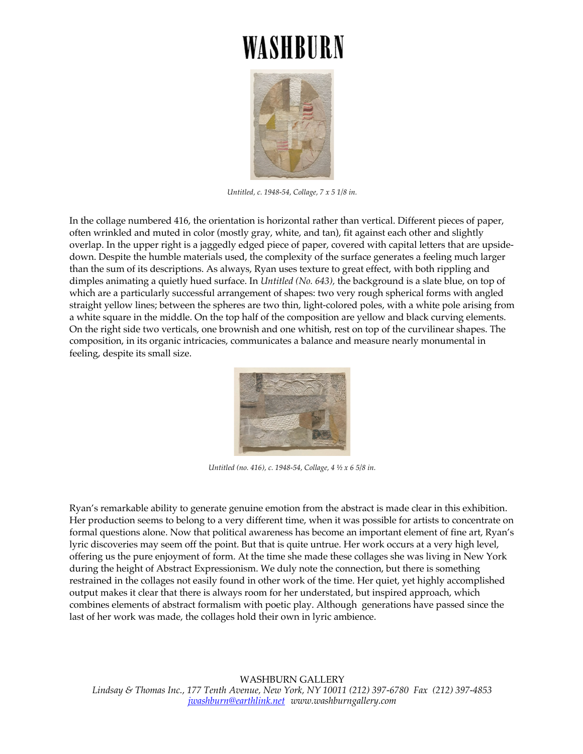# WASHBURN

*Untitled, c. 1948-54, Collage, 7 x 5 1/8 in.*

In the collage numbered 416, the orientation is horizontal rather than vertical. Different pieces of paper, often wrinkled and muted in color (mostly gray, white, and tan), fit against each other and slightly overlap. In the upper right is a jaggedly edged piece of paper, covered with capital letters that are upside-down. Despite the humble materials used, the complexity of the surface generates a feeling much larger than the sum of its descriptions. As always, Ryan uses texture to great effect, with both rippling and dimples animating a quietly hued surface. In *Untitled (No. 643),* the background is a slate blue, on top of which are a particularly successful arrangement of shapes: two very rough spherical forms with angled straight yellow lines; between the spheres are two thin, light-colored poles, with a white pole arising from a white square in the middle. On the top half of the composition are yellow and black curving elements. On the right side two verticals, one brownish and one whitish, rest on top of the curvilinear shapes. The composition, in its organic intricacies, communicates a balance and measure nearly monumental in feeling, despite its small size.

*Untitled (no. 416), c. 1948-54, Collage, 4 ½ x 6 5/8 in.*

Ryan's remarkable ability to generate genuine emotion from the abstract is made clear in this exhibition. Her production seems to belong to a very different time, when it was possible for artists to concentrate on formal questions alone. Now that political awareness has become an important element of fine art, Ryan's lyric discoveries may seem off the point. But that is quite untrue. Her work occurs at a very high level, offering us the pure enjoyment of form. At the time she made these collages she was living in New York during the height of Abstract Expressionism. We duly note the connection, but there is something restrained in the collages not easily found in other work of the time. Her quiet, yet highly accomplished output makes it clear that there is always room for her understated, but inspired approach, which combines elements of abstract formalism with poetic play. Although generations have passed since the last of her work was made, the collages hold their own in lyric ambience.

WASHBURN GALLERY
*Lindsay & Thomas Inc., 177 Tenth Avenue, New York, NY 10011 (212) 397-6780 Fax (212) 397-4853*
*jwashburn@earthlink.net www.washburngallery.com*